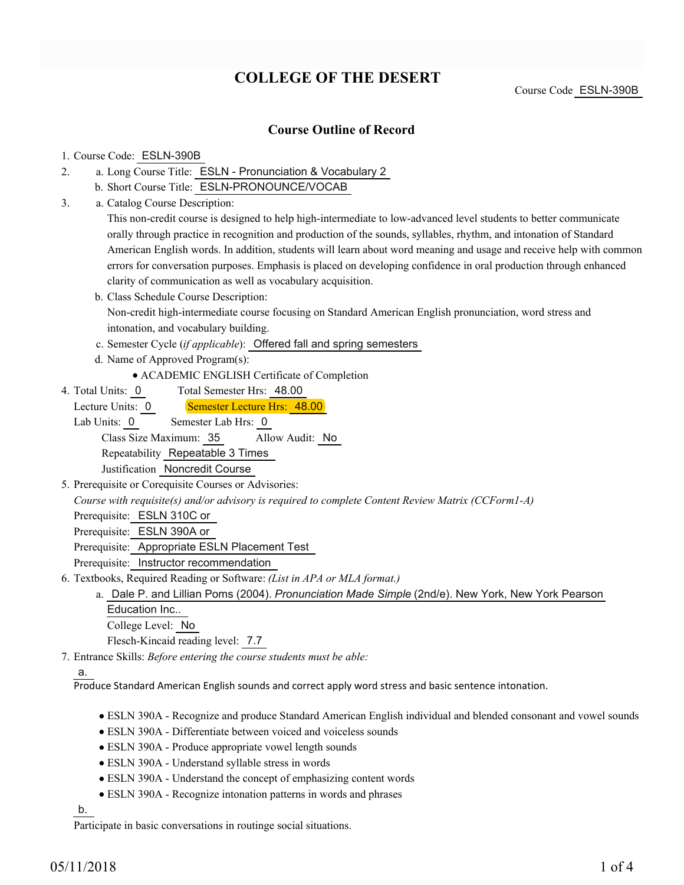# COLLEGE OF THE DESERT

Course Code ESLN-390B

## Course Outline of Record

1. Course Code: ESLN-390B
2. a. Long Course Title: ESLN - Pronunciation & Vocabulary 2
   b. Short Course Title: ESLN-PRONOUNCE/VOCAB
3. a. Catalog Course Description:
   This non-credit course is designed to help high-intermediate to low-advanced level students to better communicate orally through practice in recognition and production of the sounds, syllables, rhythm, and intonation of Standard American English words. In addition, students will learn about word meaning and usage and receive help with common errors for conversation purposes. Emphasis is placed on developing confidence in oral production through enhanced clarity of communication as well as vocabulary acquisition.
   b. Class Schedule Course Description:
   Non-credit high-intermediate course focusing on Standard American English pronunciation, word stress and intonation, and vocabulary building.
   c. Semester Cycle (*if applicable*): Offered fall and spring semesters
   d. Name of Approved Program(s):
      - ACADEMIC ENGLISH Certificate of Completion
4. Total Units: 0 Total Semester Hrs: 48.00
   Lecture Units: 0 Semester Lecture Hrs: 48.00
   Lab Units: 0 Semester Lab Hrs: 0
   Class Size Maximum: 35 Allow Audit: No
   Repeatability Repeatable 3 Times
   Justification Noncredit Course
5. Prerequisite or Corequisite Courses or Advisories:
   *Course with requisite(s) and/or advisory is required to complete Content Review Matrix (CCForm1-A)*
   Prerequisite: ESLN 310C or
   Prerequisite: ESLN 390A or
   Prerequisite: Appropriate ESLN Placement Test
   Prerequisite: Instructor recommendation
6. Textbooks, Required Reading or Software: *(List in APA or MLA format.)*
   a. Dale P. and Lillian Poms (2004). *Pronunciation Made Simple* (2nd/e). New York, New York Pearson Education Inc..
      College Level: No
      Flesch-Kincaid reading level: 7.7
7. Entrance Skills: *Before entering the course students must be able:*

   a.
   Produce Standard American English sounds and correct apply word stress and basic sentence intonation.

   - ESLN 390A - Recognize and produce Standard American English individual and blended consonant and vowel sounds
   - ESLN 390A - Differentiate between voiced and voiceless sounds
   - ESLN 390A - Produce appropriate vowel length sounds
   - ESLN 390A - Understand syllable stress in words
   - ESLN 390A - Understand the concept of emphasizing content words
   - ESLN 390A - Recognize intonation patterns in words and phrases

   b.
   Participate in basic conversations in routinge social situations.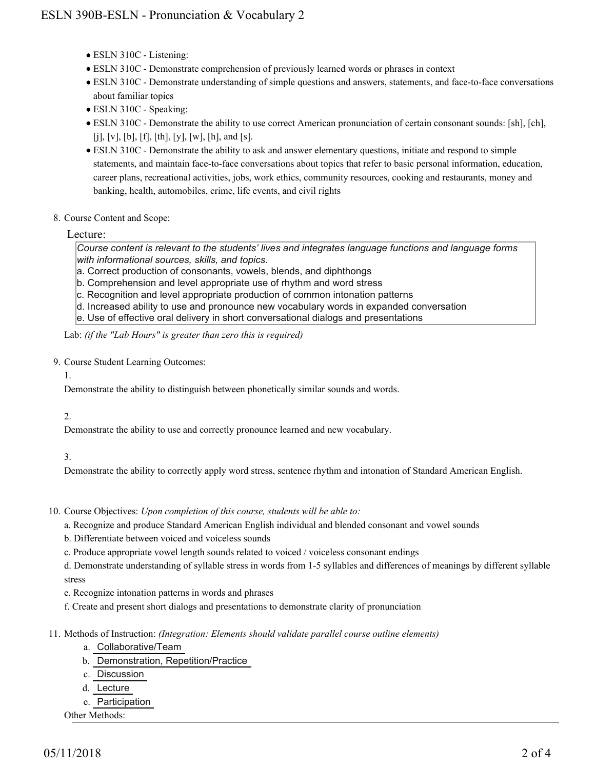- ESLN 310C - Listening:
- ESLN 310C - Demonstrate comprehension of previously learned words or phrases in context
- ESLN 310C - Demonstrate understanding of simple questions and answers, statements, and face-to-face conversations about familiar topics
- ESLN 310C - Speaking:
- ESLN 310C - Demonstrate the ability to use correct American pronunciation of certain consonant sounds: [sh], [ch], [j], [v], [b], [f], [th], [y], [w], [h], and [s].
- ESLN 310C - Demonstrate the ability to ask and answer elementary questions, initiate and respond to simple statements, and maintain face-to-face conversations about topics that refer to basic personal information, education, career plans, recreational activities, jobs, work ethics, community resources, cooking and restaurants, money and banking, health, automobiles, crime, life events, and civil rights

8. Course Content and Scope:

Lecture:

*Course content is relevant to the students' lives and integrates language functions and language forms with informational sources, skills, and topics.*

a. Correct production of consonants, vowels, blends, and diphthongs
b. Comprehension and level appropriate use of rhythm and word stress
c. Recognition and level appropriate production of common intonation patterns
d. Increased ability to use and pronounce new vocabulary words in expanded conversation
e. Use of effective oral delivery in short conversational dialogs and presentations

Lab: *(if the "Lab Hours" is greater than zero this is required)*

9. Course Student Learning Outcomes:

1.

Demonstrate the ability to distinguish between phonetically similar sounds and words.

2.

Demonstrate the ability to use and correctly pronounce learned and new vocabulary.

3.

Demonstrate the ability to correctly apply word stress, sentence rhythm and intonation of Standard American English.

10. Course Objectives: *Upon completion of this course, students will be able to:*

a. Recognize and produce Standard American English individual and blended consonant and vowel sounds

b. Differentiate between voiced and voiceless sounds

c. Produce appropriate vowel length sounds related to voiced / voiceless consonant endings

d. Demonstrate understanding of syllable stress in words from 1-5 syllables and differences of meanings by different syllable stress

e. Recognize intonation patterns in words and phrases

f. Create and present short dialogs and presentations to demonstrate clarity of pronunciation

11. Methods of Instruction: *(Integration: Elements should validate parallel course outline elements)*

a. Collaborative/Team
b. Demonstration, Repetition/Practice
c. Discussion
d. Lecture
e. Participation

Other Methods: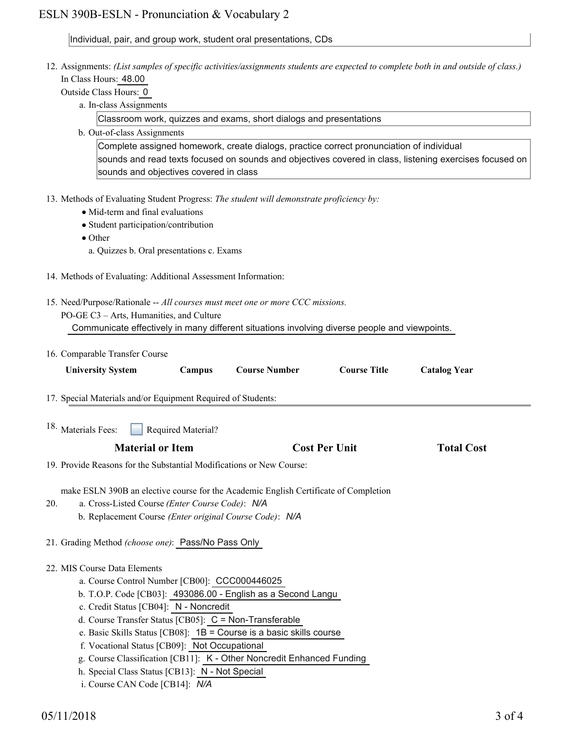Individual, pair, and group work, student oral presentations, CDs

12. Assignments: *(List samples of specific activities/assignments students are expected to complete both in and outside of class.)*
    In Class Hours: 48.00
    Outside Class Hours: 0
    a. In-class Assignments
       Classroom work, quizzes and exams, short dialogs and presentations
    b. Out-of-class Assignments
       Complete assigned homework, create dialogs, practice correct pronunciation of individual sounds and read texts focused on sounds and objectives covered in class, listening exercises focused on sounds and objectives covered in class

13. Methods of Evaluating Student Progress: *The student will demonstrate proficiency by:*
    - Mid-term and final evaluations
    - Student participation/contribution
    - Other
      a. Quizzes b. Oral presentations c. Exams

14. Methods of Evaluating: Additional Assessment Information:

15. Need/Purpose/Rationale -- *All courses must meet one or more CCC missions.*
    PO-GE C3 – Arts, Humanities, and Culture
    Communicate effectively in many different situations involving diverse people and viewpoints.

16. Comparable Transfer Course

| University System | Campus | Course Number | Course Title | Catalog Year |
|---|---|---|---|---|

17. Special Materials and/or Equipment Required of Students:

18. Materials Fees: ☐ Required Material?

| Material or Item | Cost Per Unit | Total Cost |
|---|---|---|

19. Provide Reasons for the Substantial Modifications or New Course:

    make ESLN 390B an elective course for the Academic English Certificate of Completion

20. a. Cross-Listed Course *(Enter Course Code)*: *N/A*
    b. Replacement Course *(Enter original Course Code)*: *N/A*

21. Grading Method *(choose one)*: Pass/No Pass Only

22. MIS Course Data Elements
    a. Course Control Number [CB00]: CCC000446025
    b. T.O.P. Code [CB03]: 493086.00 - English as a Second Langu
    c. Credit Status [CB04]: N - Noncredit
    d. Course Transfer Status [CB05]: C = Non-Transferable
    e. Basic Skills Status [CB08]: 1B = Course is a basic skills course
    f. Vocational Status [CB09]: Not Occupational
    g. Course Classification [CB11]: K - Other Noncredit Enhanced Funding
    h. Special Class Status [CB13]: N - Not Special
    i. Course CAN Code [CB14]: *N/A*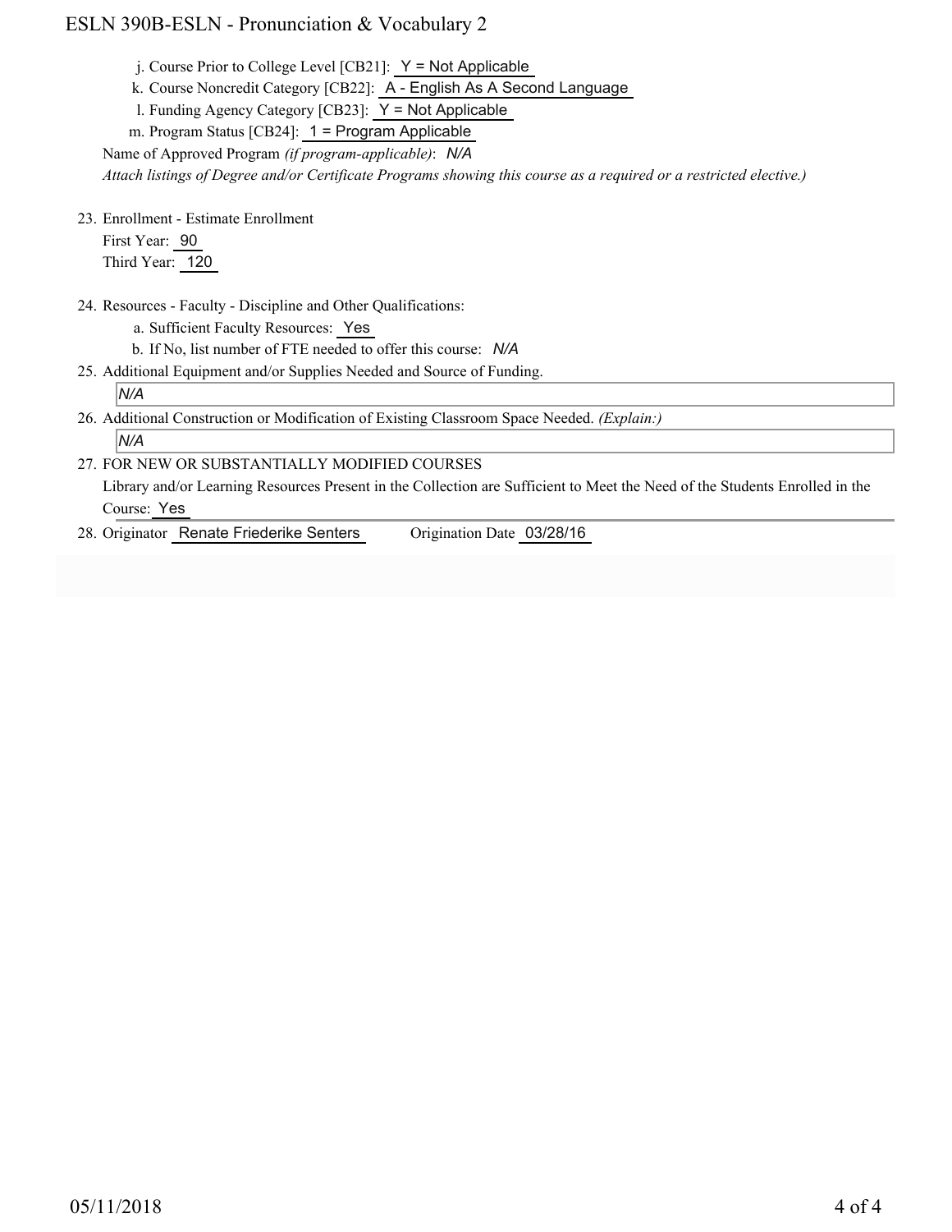j. Course Prior to College Level [CB21]: Y = Not Applicable

k. Course Noncredit Category [CB22]: A - English As A Second Language

l. Funding Agency Category [CB23]: Y = Not Applicable

m. Program Status [CB24]: 1 = Program Applicable

Name of Approved Program *(if program-applicable)*: *N/A*

*Attach listings of Degree and/or Certificate Programs showing this course as a required or a restricted elective.)*

23. Enrollment - Estimate Enrollment

    First Year: 90

    Third Year: 120

24. Resources - Faculty - Discipline and Other Qualifications:

    a. Sufficient Faculty Resources: Yes

    b. If No, list number of FTE needed to offer this course: *N/A*

25. Additional Equipment and/or Supplies Needed and Source of Funding.

    *N/A*

26. Additional Construction or Modification of Existing Classroom Space Needed. *(Explain:)*

    *N/A*

27. FOR NEW OR SUBSTANTIALLY MODIFIED COURSES

    Library and/or Learning Resources Present in the Collection are Sufficient to Meet the Need of the Students Enrolled in the Course: Yes

28. Originator Renate Friederike Senters Origination Date 03/28/16